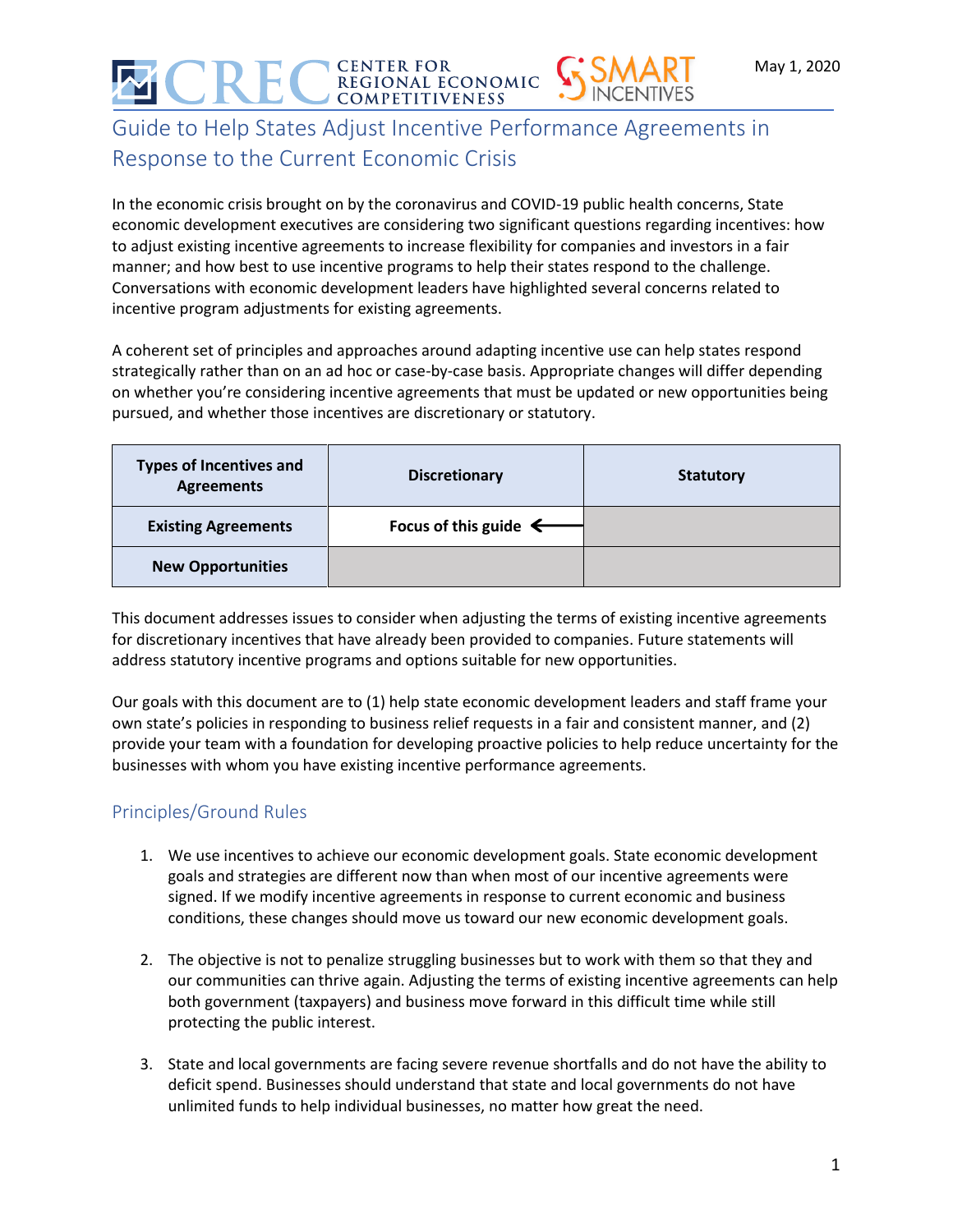May 1, 2020

# Guide to Help States Adjust Incentive Performance Agreements in Response to the Current Economic Crisis

In the economic crisis brought on by the coronavirus and COVID-19 public health concerns, State economic development executives are considering two significant questions regarding incentives: how to adjust existing incentive agreements to increase flexibility for companies and investors in a fair manner; and how best to use incentive programs to help their states respond to the challenge. Conversations with economic development leaders have highlighted several concerns related to incentive program adjustments for existing agreements.

A coherent set of principles and approaches around adapting incentive use can help states respond strategically rather than on an ad hoc or case-by-case basis. Appropriate changes will differ depending on whether you're considering incentive agreements that must be updated or new opportunities being pursued, and whether those incentives are discretionary or statutory.

| Types of Incentives and Agreements | Discretionary | Statutory |
|---|---|---|
| **Existing Agreements** | **Focus of this guide** ← | |
| **New Opportunities** | | |

This document addresses issues to consider when adjusting the terms of existing incentive agreements for discretionary incentives that have already been provided to companies. Future statements will address statutory incentive programs and options suitable for new opportunities.

Our goals with this document are to (1) help state economic development leaders and staff frame your own state's policies in responding to business relief requests in a fair and consistent manner, and (2) provide your team with a foundation for developing proactive policies to help reduce uncertainty for the businesses with whom you have existing incentive performance agreements.

## Principles/Ground Rules

1. We use incentives to achieve our economic development goals. State economic development goals and strategies are different now than when most of our incentive agreements were signed. If we modify incentive agreements in response to current economic and business conditions, these changes should move us toward our new economic development goals.

2. The objective is not to penalize struggling businesses but to work with them so that they and our communities can thrive again. Adjusting the terms of existing incentive agreements can help both government (taxpayers) and business move forward in this difficult time while still protecting the public interest.

3. State and local governments are facing severe revenue shortfalls and do not have the ability to deficit spend. Businesses should understand that state and local governments do not have unlimited funds to help individual businesses, no matter how great the need.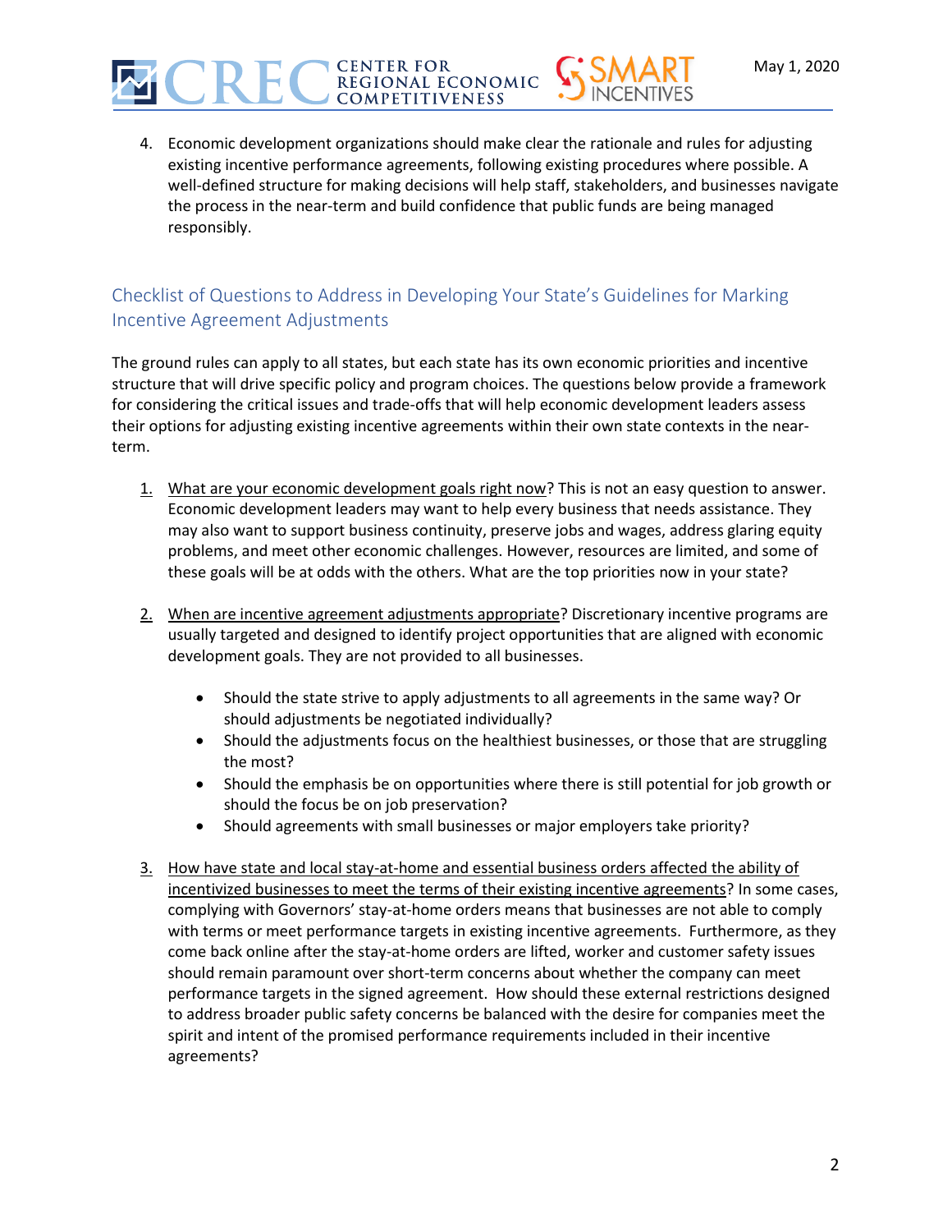4. Economic development organizations should make clear the rationale and rules for adjusting existing incentive performance agreements, following existing procedures where possible. A well-defined structure for making decisions will help staff, stakeholders, and businesses navigate the process in the near-term and build confidence that public funds are being managed responsibly.

## Checklist of Questions to Address in Developing Your State's Guidelines for Marking Incentive Agreement Adjustments

The ground rules can apply to all states, but each state has its own economic priorities and incentive structure that will drive specific policy and program choices. The questions below provide a framework for considering the critical issues and trade-offs that will help economic development leaders assess their options for adjusting existing incentive agreements within their own state contexts in the near-term.

1. <u>What are your economic development goals right now</u>? This is not an easy question to answer. Economic development leaders may want to help every business that needs assistance. They may also want to support business continuity, preserve jobs and wages, address glaring equity problems, and meet other economic challenges. However, resources are limited, and some of these goals will be at odds with the others. What are the top priorities now in your state?

2. <u>When are incentive agreement adjustments appropriate</u>? Discretionary incentive programs are usually targeted and designed to identify project opportunities that are aligned with economic development goals. They are not provided to all businesses.
   - Should the state strive to apply adjustments to all agreements in the same way? Or should adjustments be negotiated individually?
   - Should the adjustments focus on the healthiest businesses, or those that are struggling the most?
   - Should the emphasis be on opportunities where there is still potential for job growth or should the focus be on job preservation?
   - Should agreements with small businesses or major employers take priority?

3. <u>How have state and local stay-at-home and essential business orders affected the ability of incentivized businesses to meet the terms of their existing incentive agreements</u>? In some cases, complying with Governors' stay-at-home orders means that businesses are not able to comply with terms or meet performance targets in existing incentive agreements. Furthermore, as they come back online after the stay-at-home orders are lifted, worker and customer safety issues should remain paramount over short-term concerns about whether the company can meet performance targets in the signed agreement. How should these external restrictions designed to address broader public safety concerns be balanced with the desire for companies meet the spirit and intent of the promised performance requirements included in their incentive agreements?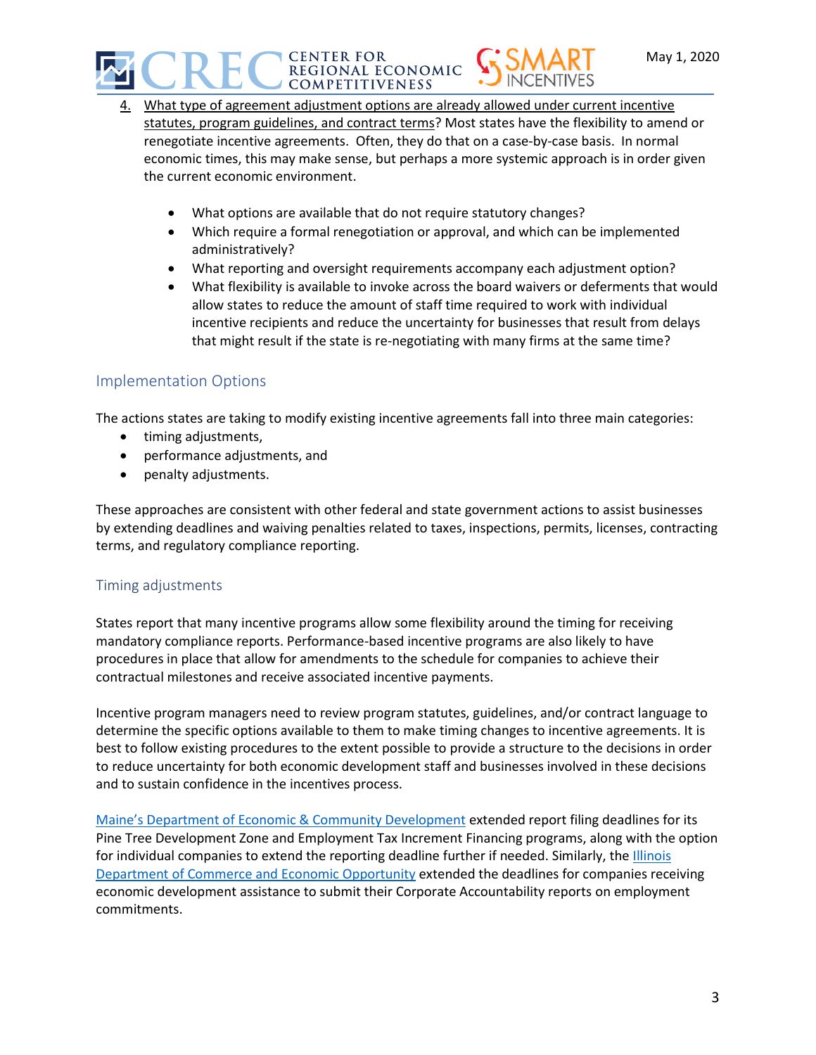4. What type of agreement adjustment options are already allowed under current incentive statutes, program guidelines, and contract terms? Most states have the flexibility to amend or renegotiate incentive agreements. Often, they do that on a case-by-case basis. In normal economic times, this may make sense, but perhaps a more systemic approach is in order given the current economic environment.

    - What options are available that do not require statutory changes?
    - Which require a formal renegotiation or approval, and which can be implemented administratively?
    - What reporting and oversight requirements accompany each adjustment option?
    - What flexibility is available to invoke across the board waivers or deferments that would allow states to reduce the amount of staff time required to work with individual incentive recipients and reduce the uncertainty for businesses that result from delays that might result if the state is re-negotiating with many firms at the same time?

## Implementation Options

The actions states are taking to modify existing incentive agreements fall into three main categories:

- timing adjustments,
- performance adjustments, and
- penalty adjustments.

These approaches are consistent with other federal and state government actions to assist businesses by extending deadlines and waiving penalties related to taxes, inspections, permits, licenses, contracting terms, and regulatory compliance reporting.

### Timing adjustments

States report that many incentive programs allow some flexibility around the timing for receiving mandatory compliance reports. Performance-based incentive programs are also likely to have procedures in place that allow for amendments to the schedule for companies to achieve their contractual milestones and receive associated incentive payments.

Incentive program managers need to review program statutes, guidelines, and/or contract language to determine the specific options available to them to make timing changes to incentive agreements. It is best to follow existing procedures to the extent possible to provide a structure to the decisions in order to reduce uncertainty for both economic development staff and businesses involved in these decisions and to sustain confidence in the incentives process.

Maine's Department of Economic & Community Development extended report filing deadlines for its Pine Tree Development Zone and Employment Tax Increment Financing programs, along with the option for individual companies to extend the reporting deadline further if needed. Similarly, the Illinois Department of Commerce and Economic Opportunity extended the deadlines for companies receiving economic development assistance to submit their Corporate Accountability reports on employment commitments.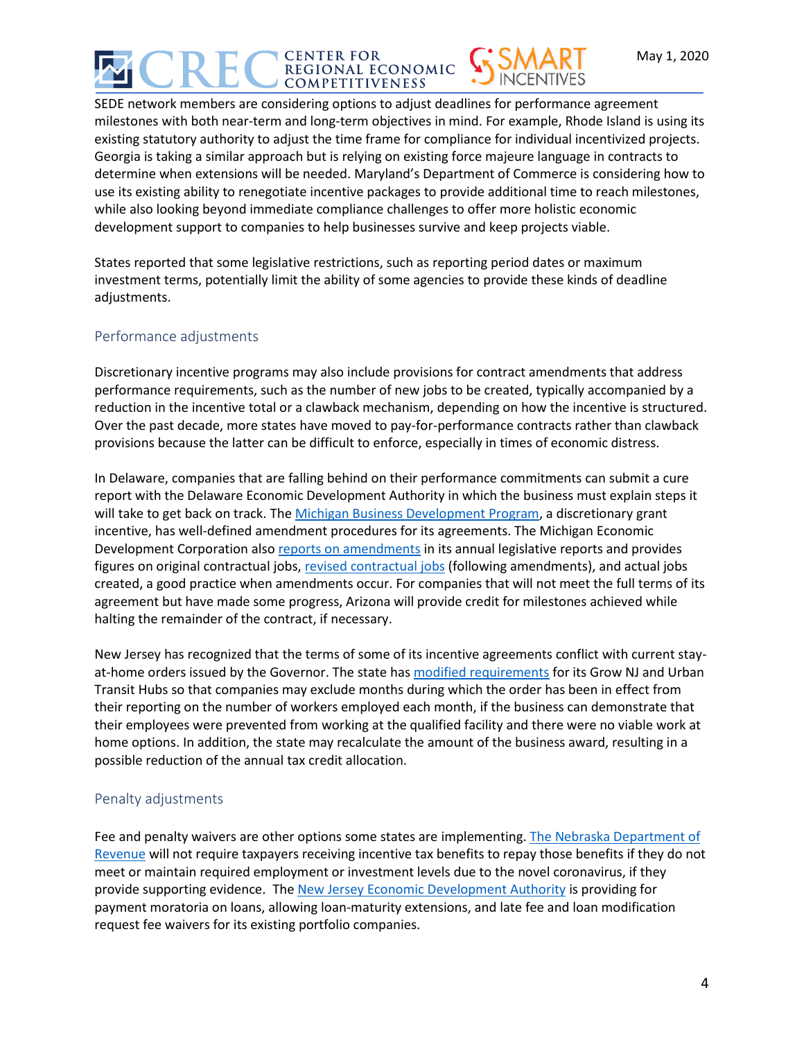SEDE network members are considering options to adjust deadlines for performance agreement milestones with both near-term and long-term objectives in mind. For example, Rhode Island is using its existing statutory authority to adjust the time frame for compliance for individual incentivized projects. Georgia is taking a similar approach but is relying on existing force majeure language in contracts to determine when extensions will be needed. Maryland's Department of Commerce is considering how to use its existing ability to renegotiate incentive packages to provide additional time to reach milestones, while also looking beyond immediate compliance challenges to offer more holistic economic development support to companies to help businesses survive and keep projects viable.

States reported that some legislative restrictions, such as reporting period dates or maximum investment terms, potentially limit the ability of some agencies to provide these kinds of deadline adjustments.

### Performance adjustments

Discretionary incentive programs may also include provisions for contract amendments that address performance requirements, such as the number of new jobs to be created, typically accompanied by a reduction in the incentive total or a clawback mechanism, depending on how the incentive is structured. Over the past decade, more states have moved to pay-for-performance contracts rather than clawback provisions because the latter can be difficult to enforce, especially in times of economic distress.

In Delaware, companies that are falling behind on their performance commitments can submit a cure report with the Delaware Economic Development Authority in which the business must explain steps it will take to get back on track. The Michigan Business Development Program, a discretionary grant incentive, has well-defined amendment procedures for its agreements. The Michigan Economic Development Corporation also reports on amendments in its annual legislative reports and provides figures on original contractual jobs, revised contractual jobs (following amendments), and actual jobs created, a good practice when amendments occur. For companies that will not meet the full terms of its agreement but have made some progress, Arizona will provide credit for milestones achieved while halting the remainder of the contract, if necessary.

New Jersey has recognized that the terms of some of its incentive agreements conflict with current stay-at-home orders issued by the Governor. The state has modified requirements for its Grow NJ and Urban Transit Hubs so that companies may exclude months during which the order has been in effect from their reporting on the number of workers employed each month, if the business can demonstrate that their employees were prevented from working at the qualified facility and there were no viable work at home options. In addition, the state may recalculate the amount of the business award, resulting in a possible reduction of the annual tax credit allocation.

### Penalty adjustments

Fee and penalty waivers are other options some states are implementing. The Nebraska Department of Revenue will not require taxpayers receiving incentive tax benefits to repay those benefits if they do not meet or maintain required employment or investment levels due to the novel coronavirus, if they provide supporting evidence. The New Jersey Economic Development Authority is providing for payment moratoria on loans, allowing loan-maturity extensions, and late fee and loan modification request fee waivers for its existing portfolio companies.